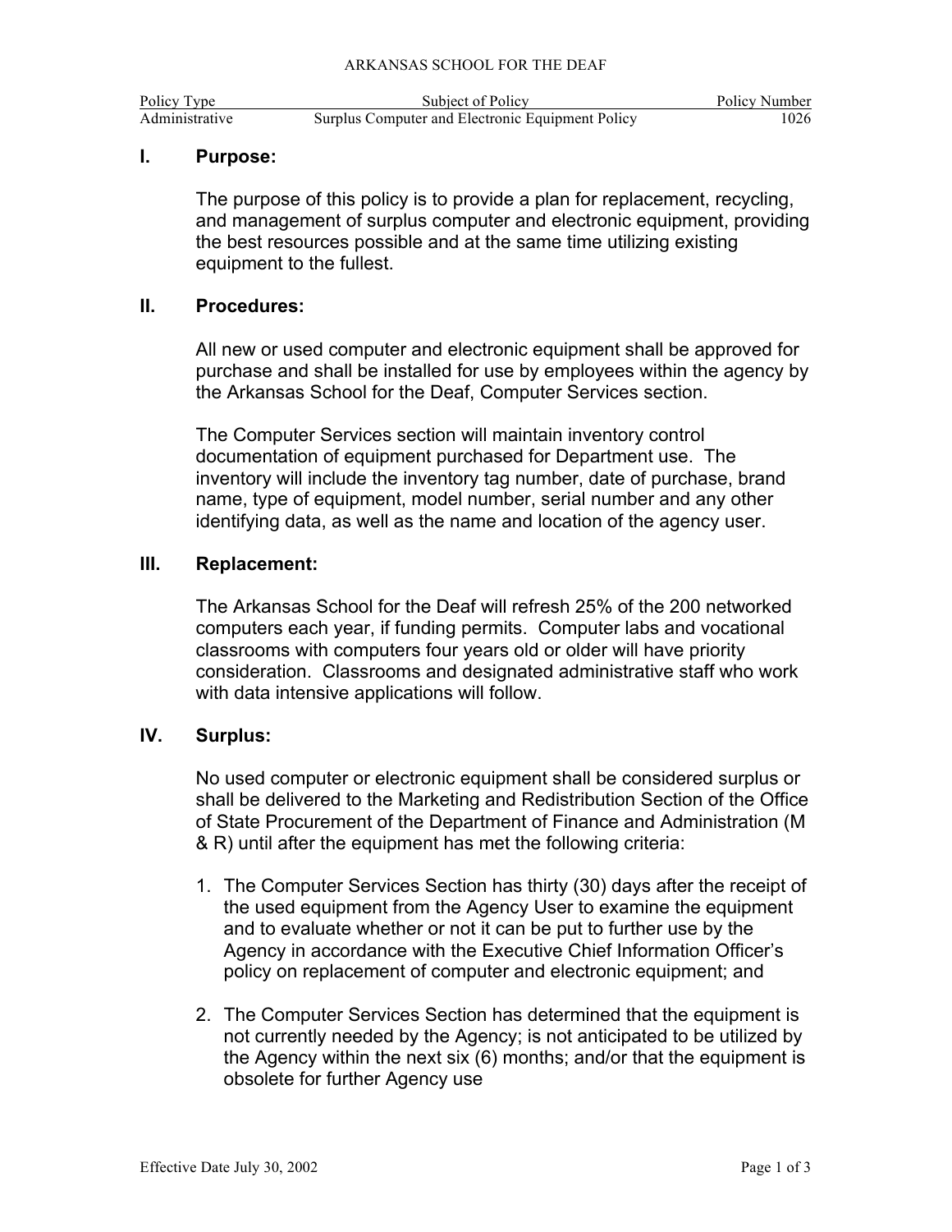ARKANSAS SCHOOL FOR THE DEAF

| Policy Type | Subject of Policy | Policy Number |
|---|---|---|
| Administrative | Surplus Computer and Electronic Equipment Policy | 1026 |

## I. Purpose:

The purpose of this policy is to provide a plan for replacement, recycling, and management of surplus computer and electronic equipment, providing the best resources possible and at the same time utilizing existing equipment to the fullest.

## II. Procedures:

All new or used computer and electronic equipment shall be approved for purchase and shall be installed for use by employees within the agency by the Arkansas School for the Deaf, Computer Services section.

The Computer Services section will maintain inventory control documentation of equipment purchased for Department use. The inventory will include the inventory tag number, date of purchase, brand name, type of equipment, model number, serial number and any other identifying data, as well as the name and location of the agency user.

## III. Replacement:

The Arkansas School for the Deaf will refresh 25% of the 200 networked computers each year, if funding permits. Computer labs and vocational classrooms with computers four years old or older will have priority consideration. Classrooms and designated administrative staff who work with data intensive applications will follow.

## IV. Surplus:

No used computer or electronic equipment shall be considered surplus or shall be delivered to the Marketing and Redistribution Section of the Office of State Procurement of the Department of Finance and Administration (M & R) until after the equipment has met the following criteria:

1. The Computer Services Section has thirty (30) days after the receipt of the used equipment from the Agency User to examine the equipment and to evaluate whether or not it can be put to further use by the Agency in accordance with the Executive Chief Information Officer's policy on replacement of computer and electronic equipment; and

2. The Computer Services Section has determined that the equipment is not currently needed by the Agency; is not anticipated to be utilized by the Agency within the next six (6) months; and/or that the equipment is obsolete for further Agency use

Effective Date July 30, 2002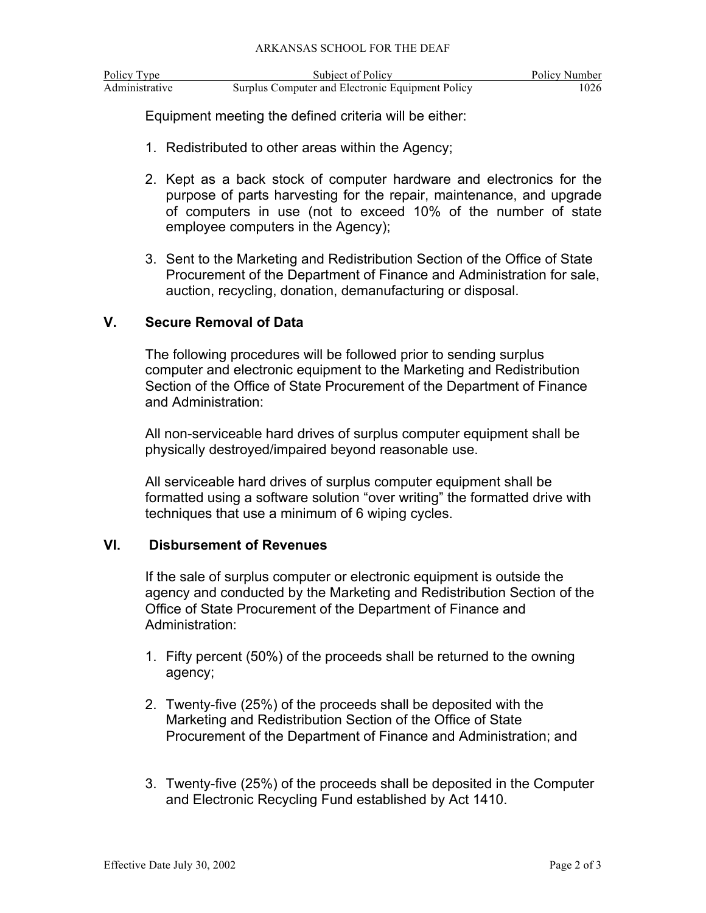Equipment meeting the defined criteria will be either:

1. Redistributed to other areas within the Agency;

2. Kept as a back stock of computer hardware and electronics for the purpose of parts harvesting for the repair, maintenance, and upgrade of computers in use (not to exceed 10% of the number of state employee computers in the Agency);

3. Sent to the Marketing and Redistribution Section of the Office of State Procurement of the Department of Finance and Administration for sale, auction, recycling, donation, demanufacturing or disposal.

## V. Secure Removal of Data

The following procedures will be followed prior to sending surplus computer and electronic equipment to the Marketing and Redistribution Section of the Office of State Procurement of the Department of Finance and Administration:

All non-serviceable hard drives of surplus computer equipment shall be physically destroyed/impaired beyond reasonable use.

All serviceable hard drives of surplus computer equipment shall be formatted using a software solution "over writing" the formatted drive with techniques that use a minimum of 6 wiping cycles.

## VI. Disbursement of Revenues

If the sale of surplus computer or electronic equipment is outside the agency and conducted by the Marketing and Redistribution Section of the Office of State Procurement of the Department of Finance and Administration:

1. Fifty percent (50%) of the proceeds shall be returned to the owning agency;

2. Twenty-five (25%) of the proceeds shall be deposited with the Marketing and Redistribution Section of the Office of State Procurement of the Department of Finance and Administration; and

3. Twenty-five (25%) of the proceeds shall be deposited in the Computer and Electronic Recycling Fund established by Act 1410.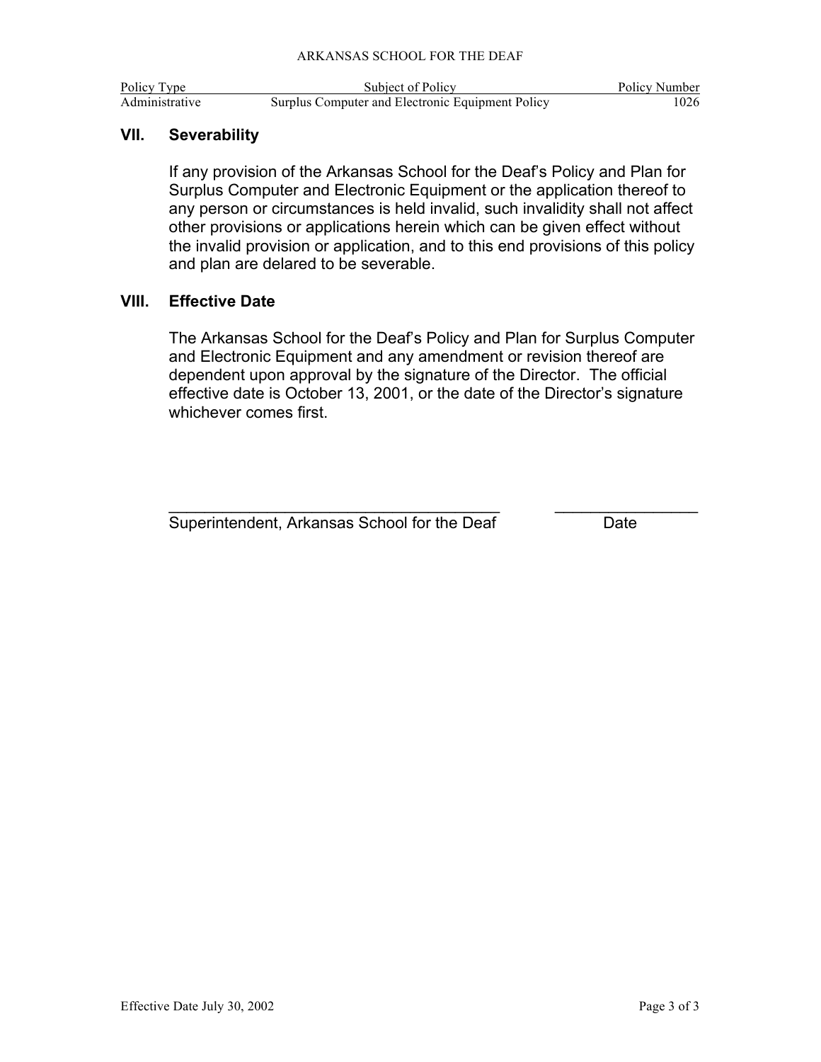## VII. Severability

If any provision of the Arkansas School for the Deaf's Policy and Plan for Surplus Computer and Electronic Equipment or the application thereof to any person or circumstances is held invalid, such invalidity shall not affect other provisions or applications herein which can be given effect without the invalid provision or application, and to this end provisions of this policy and plan are delared to be severable.

## VIII. Effective Date

The Arkansas School for the Deaf's Policy and Plan for Surplus Computer and Electronic Equipment and any amendment or revision thereof are dependent upon approval by the signature of the Director. The official effective date is October 13, 2001, or the date of the Director's signature whichever comes first.

_______________________________________ _________________

Superintendent, Arkansas School for the Deaf Date